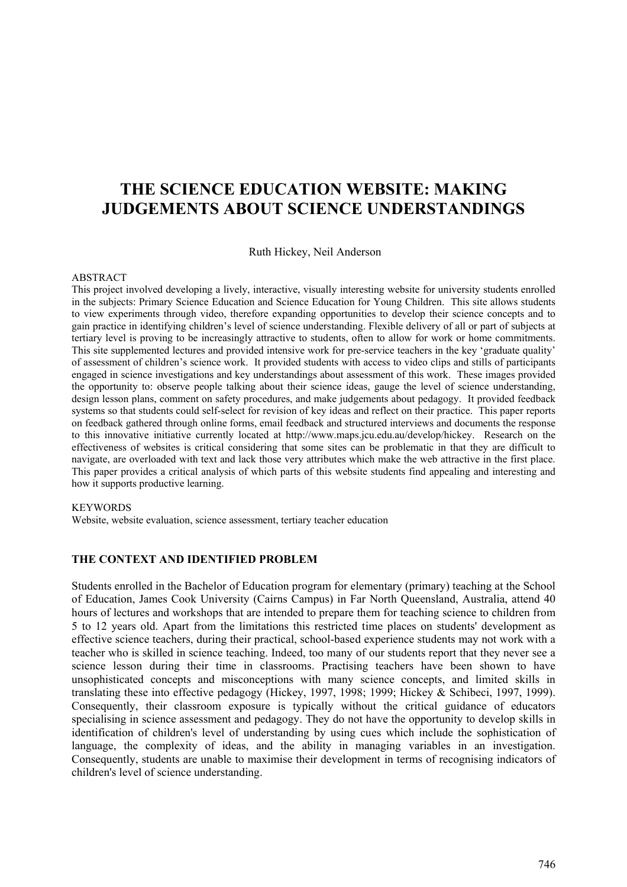# THE SCIENCE EDUCATION WEBSITE: MAKING JUDGEMENTS ABOUT SCIENCE UNDERSTANDINGS

Ruth Hickey, Neil Anderson

ABSTRACT

This project involved developing a lively, interactive, visually interesting website for university students enrolled in the subjects: Primary Science Education and Science Education for Young Children. This site allows students to view experiments through video, therefore expanding opportunities to develop their science concepts and to gain practice in identifying children's level of science understanding. Flexible delivery of all or part of subjects at tertiary level is proving to be increasingly attractive to students, often to allow for work or home commitments. This site supplemented lectures and provided intensive work for pre-service teachers in the key 'graduate quality' of assessment of children's science work. It provided students with access to video clips and stills of participants engaged in science investigations and key understandings about assessment of this work. These images provided the opportunity to: observe people talking about their science ideas, gauge the level of science understanding, design lesson plans, comment on safety procedures, and make judgements about pedagogy. It provided feedback systems so that students could self-select for revision of key ideas and reflect on their practice. This paper reports on feedback gathered through online forms, email feedback and structured interviews and documents the response to this innovative initiative currently located at http://www.maps.jcu.edu.au/develop/hickey. Research on the effectiveness of websites is critical considering that some sites can be problematic in that they are difficult to navigate, are overloaded with text and lack those very attributes which make the web attractive in the first place. This paper provides a critical analysis of which parts of this website students find appealing and interesting and how it supports productive learning.

KEYWORDS

Website, website evaluation, science assessment, tertiary teacher education

## THE CONTEXT AND IDENTIFIED PROBLEM

Students enrolled in the Bachelor of Education program for elementary (primary) teaching at the School of Education, James Cook University (Cairns Campus) in Far North Queensland, Australia, attend 40 hours of lectures and workshops that are intended to prepare them for teaching science to children from 5 to 12 years old. Apart from the limitations this restricted time places on students' development as effective science teachers, during their practical, school-based experience students may not work with a teacher who is skilled in science teaching. Indeed, too many of our students report that they never see a science lesson during their time in classrooms. Practising teachers have been shown to have unsophisticated concepts and misconceptions with many science concepts, and limited skills in translating these into effective pedagogy (Hickey, 1997, 1998; 1999; Hickey & Schibeci, 1997, 1999). Consequently, their classroom exposure is typically without the critical guidance of educators specialising in science assessment and pedagogy. They do not have the opportunity to develop skills in identification of children's level of understanding by using cues which include the sophistication of language, the complexity of ideas, and the ability in managing variables in an investigation. Consequently, students are unable to maximise their development in terms of recognising indicators of children's level of science understanding.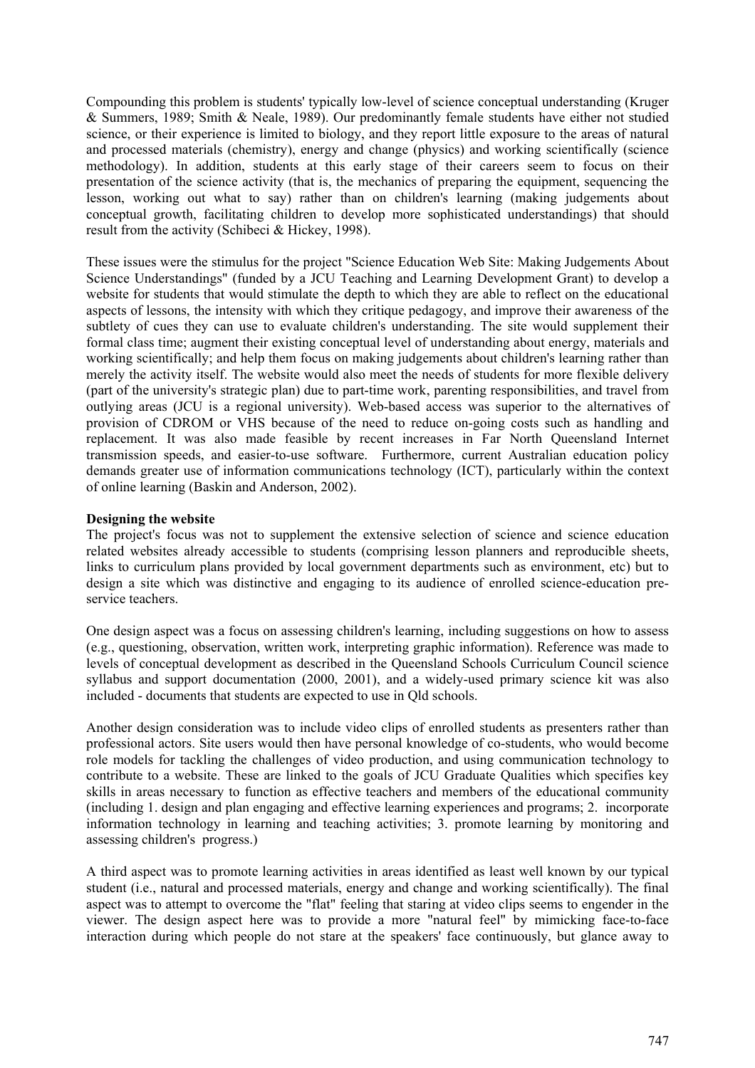Compounding this problem is students' typically low-level of science conceptual understanding (Kruger & Summers, 1989; Smith & Neale, 1989). Our predominantly female students have either not studied science, or their experience is limited to biology, and they report little exposure to the areas of natural and processed materials (chemistry), energy and change (physics) and working scientifically (science methodology). In addition, students at this early stage of their careers seem to focus on their presentation of the science activity (that is, the mechanics of preparing the equipment, sequencing the lesson, working out what to say) rather than on children's learning (making judgements about conceptual growth, facilitating children to develop more sophisticated understandings) that should result from the activity (Schibeci & Hickey, 1998).

These issues were the stimulus for the project "Science Education Web Site: Making Judgements About Science Understandings" (funded by a JCU Teaching and Learning Development Grant) to develop a website for students that would stimulate the depth to which they are able to reflect on the educational aspects of lessons, the intensity with which they critique pedagogy, and improve their awareness of the subtlety of cues they can use to evaluate children's understanding. The site would supplement their formal class time; augment their existing conceptual level of understanding about energy, materials and working scientifically; and help them focus on making judgements about children's learning rather than merely the activity itself. The website would also meet the needs of students for more flexible delivery (part of the university's strategic plan) due to part-time work, parenting responsibilities, and travel from outlying areas (JCU is a regional university). Web-based access was superior to the alternatives of provision of CDROM or VHS because of the need to reduce on-going costs such as handling and replacement. It was also made feasible by recent increases in Far North Queensland Internet transmission speeds, and easier-to-use software. Furthermore, current Australian education policy demands greater use of information communications technology (ICT), particularly within the context of online learning (Baskin and Anderson, 2002).

**Designing the website**

The project's focus was not to supplement the extensive selection of science and science education related websites already accessible to students (comprising lesson planners and reproducible sheets, links to curriculum plans provided by local government departments such as environment, etc) but to design a site which was distinctive and engaging to its audience of enrolled science-education pre-service teachers.

One design aspect was a focus on assessing children's learning, including suggestions on how to assess (e.g., questioning, observation, written work, interpreting graphic information). Reference was made to levels of conceptual development as described in the Queensland Schools Curriculum Council science syllabus and support documentation (2000, 2001), and a widely-used primary science kit was also included - documents that students are expected to use in Qld schools.

Another design consideration was to include video clips of enrolled students as presenters rather than professional actors. Site users would then have personal knowledge of co-students, who would become role models for tackling the challenges of video production, and using communication technology to contribute to a website. These are linked to the goals of JCU Graduate Qualities which specifies key skills in areas necessary to function as effective teachers and members of the educational community (including 1. design and plan engaging and effective learning experiences and programs; 2. incorporate information technology in learning and teaching activities; 3. promote learning by monitoring and assessing children's progress.)

A third aspect was to promote learning activities in areas identified as least well known by our typical student (i.e., natural and processed materials, energy and change and working scientifically). The final aspect was to attempt to overcome the "flat" feeling that staring at video clips seems to engender in the viewer. The design aspect here was to provide a more "natural feel" by mimicking face-to-face interaction during which people do not stare at the speakers' face continuously, but glance away to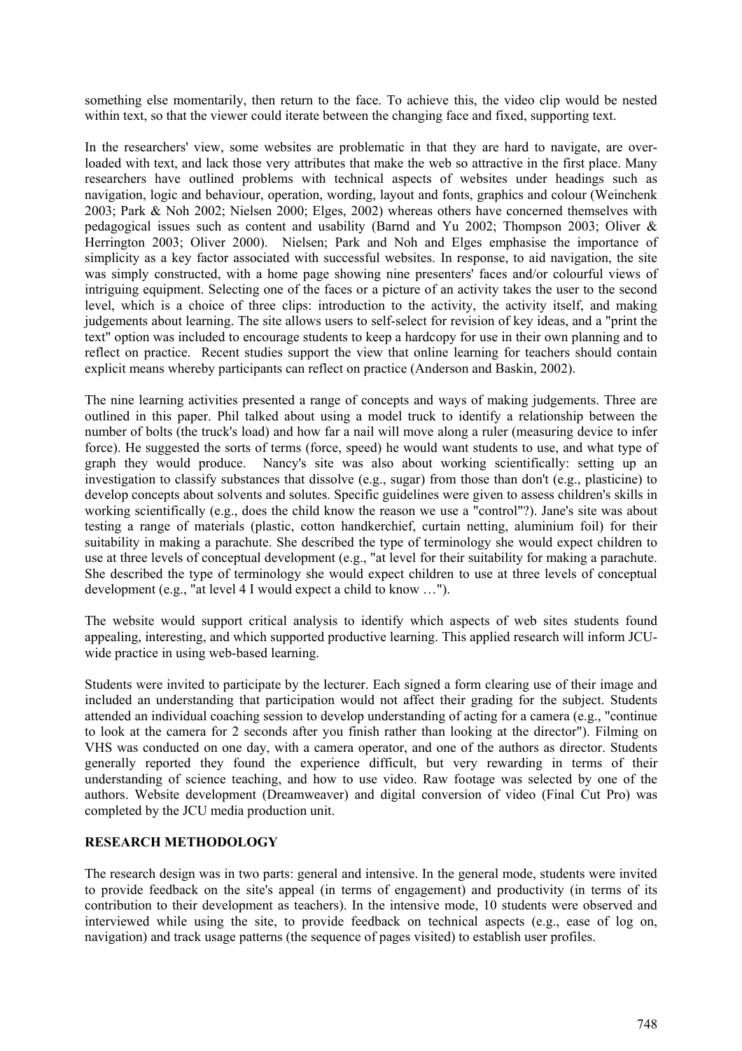something else momentarily, then return to the face. To achieve this, the video clip would be nested within text, so that the viewer could iterate between the changing face and fixed, supporting text.

In the researchers' view, some websites are problematic in that they are hard to navigate, are overloaded with text, and lack those very attributes that make the web so attractive in the first place. Many researchers have outlined problems with technical aspects of websites under headings such as navigation, logic and behaviour, operation, wording, layout and fonts, graphics and colour (Weinchenk 2003; Park & Noh 2002; Nielsen 2000; Elges, 2002) whereas others have concerned themselves with pedagogical issues such as content and usability (Barnd and Yu 2002; Thompson 2003; Oliver & Herrington 2003; Oliver 2000). Nielsen; Park and Noh and Elges emphasise the importance of simplicity as a key factor associated with successful websites. In response, to aid navigation, the site was simply constructed, with a home page showing nine presenters' faces and/or colourful views of intriguing equipment. Selecting one of the faces or a picture of an activity takes the user to the second level, which is a choice of three clips: introduction to the activity, the activity itself, and making judgements about learning. The site allows users to self-select for revision of key ideas, and a "print the text" option was included to encourage students to keep a hardcopy for use in their own planning and to reflect on practice. Recent studies support the view that online learning for teachers should contain explicit means whereby participants can reflect on practice (Anderson and Baskin, 2002).

The nine learning activities presented a range of concepts and ways of making judgements. Three are outlined in this paper. Phil talked about using a model truck to identify a relationship between the number of bolts (the truck's load) and how far a nail will move along a ruler (measuring device to infer force). He suggested the sorts of terms (force, speed) he would want students to use, and what type of graph they would produce. Nancy's site was also about working scientifically: setting up an investigation to classify substances that dissolve (e.g., sugar) from those than don't (e.g., plasticine) to develop concepts about solvents and solutes. Specific guidelines were given to assess children's skills in working scientifically (e.g., does the child know the reason we use a "control"?). Jane's site was about testing a range of materials (plastic, cotton handkerchief, curtain netting, aluminium foil) for their suitability in making a parachute. She described the type of terminology she would expect children to use at three levels of conceptual development (e.g., "at level for their suitability for making a parachute. She described the type of terminology she would expect children to use at three levels of conceptual development (e.g., "at level 4 I would expect a child to know …").

The website would support critical analysis to identify which aspects of web sites students found appealing, interesting, and which supported productive learning. This applied research will inform JCU-wide practice in using web-based learning.

Students were invited to participate by the lecturer. Each signed a form clearing use of their image and included an understanding that participation would not affect their grading for the subject. Students attended an individual coaching session to develop understanding of acting for a camera (e.g., "continue to look at the camera for 2 seconds after you finish rather than looking at the director"). Filming on VHS was conducted on one day, with a camera operator, and one of the authors as director. Students generally reported they found the experience difficult, but very rewarding in terms of their understanding of science teaching, and how to use video. Raw footage was selected by one of the authors. Website development (Dreamweaver) and digital conversion of video (Final Cut Pro) was completed by the JCU media production unit.

## RESEARCH METHODOLOGY

The research design was in two parts: general and intensive. In the general mode, students were invited to provide feedback on the site's appeal (in terms of engagement) and productivity (in terms of its contribution to their development as teachers). In the intensive mode, 10 students were observed and interviewed while using the site, to provide feedback on technical aspects (e.g., ease of log on, navigation) and track usage patterns (the sequence of pages visited) to establish user profiles.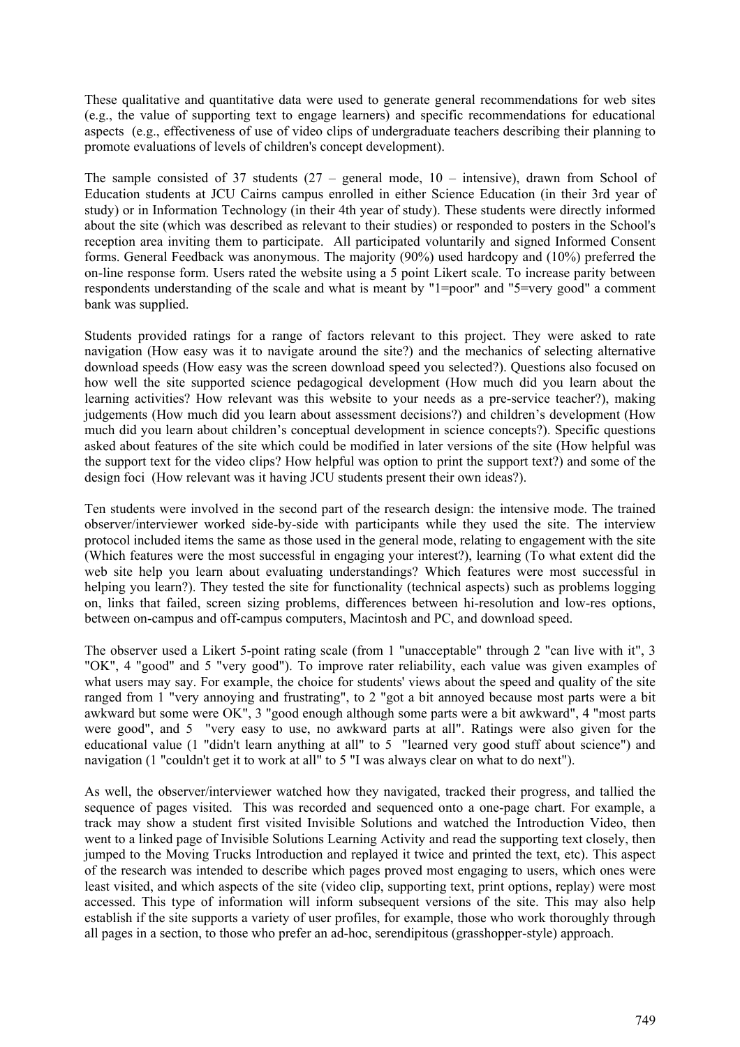These qualitative and quantitative data were used to generate general recommendations for web sites (e.g., the value of supporting text to engage learners) and specific recommendations for educational aspects (e.g., effectiveness of use of video clips of undergraduate teachers describing their planning to promote evaluations of levels of children's concept development).

The sample consisted of 37 students (27 – general mode, 10 – intensive), drawn from School of Education students at JCU Cairns campus enrolled in either Science Education (in their 3rd year of study) or in Information Technology (in their 4th year of study). These students were directly informed about the site (which was described as relevant to their studies) or responded to posters in the School's reception area inviting them to participate. All participated voluntarily and signed Informed Consent forms. General Feedback was anonymous. The majority (90%) used hardcopy and (10%) preferred the on-line response form. Users rated the website using a 5 point Likert scale. To increase parity between respondents understanding of the scale and what is meant by "1=poor" and "5=very good" a comment bank was supplied.

Students provided ratings for a range of factors relevant to this project. They were asked to rate navigation (How easy was it to navigate around the site?) and the mechanics of selecting alternative download speeds (How easy was the screen download speed you selected?). Questions also focused on how well the site supported science pedagogical development (How much did you learn about the learning activities? How relevant was this website to your needs as a pre-service teacher?), making judgements (How much did you learn about assessment decisions?) and children's development (How much did you learn about children's conceptual development in science concepts?). Specific questions asked about features of the site which could be modified in later versions of the site (How helpful was the support text for the video clips? How helpful was option to print the support text?) and some of the design foci (How relevant was it having JCU students present their own ideas?).

Ten students were involved in the second part of the research design: the intensive mode. The trained observer/interviewer worked side-by-side with participants while they used the site. The interview protocol included items the same as those used in the general mode, relating to engagement with the site (Which features were the most successful in engaging your interest?), learning (To what extent did the web site help you learn about evaluating understandings? Which features were most successful in helping you learn?). They tested the site for functionality (technical aspects) such as problems logging on, links that failed, screen sizing problems, differences between hi-resolution and low-res options, between on-campus and off-campus computers, Macintosh and PC, and download speed.

The observer used a Likert 5-point rating scale (from 1 "unacceptable" through 2 "can live with it", 3 "OK", 4 "good" and 5 "very good"). To improve rater reliability, each value was given examples of what users may say. For example, the choice for students' views about the speed and quality of the site ranged from 1 "very annoying and frustrating", to 2 "got a bit annoyed because most parts were a bit awkward but some were OK", 3 "good enough although some parts were a bit awkward", 4 "most parts were good", and 5 "very easy to use, no awkward parts at all". Ratings were also given for the educational value (1 "didn't learn anything at all" to 5 "learned very good stuff about science") and navigation (1 "couldn't get it to work at all" to 5 "I was always clear on what to do next").

As well, the observer/interviewer watched how they navigated, tracked their progress, and tallied the sequence of pages visited. This was recorded and sequenced onto a one-page chart. For example, a track may show a student first visited Invisible Solutions and watched the Introduction Video, then went to a linked page of Invisible Solutions Learning Activity and read the supporting text closely, then jumped to the Moving Trucks Introduction and replayed it twice and printed the text, etc). This aspect of the research was intended to describe which pages proved most engaging to users, which ones were least visited, and which aspects of the site (video clip, supporting text, print options, replay) were most accessed. This type of information will inform subsequent versions of the site. This may also help establish if the site supports a variety of user profiles, for example, those who work thoroughly through all pages in a section, to those who prefer an ad-hoc, serendipitous (grasshopper-style) approach.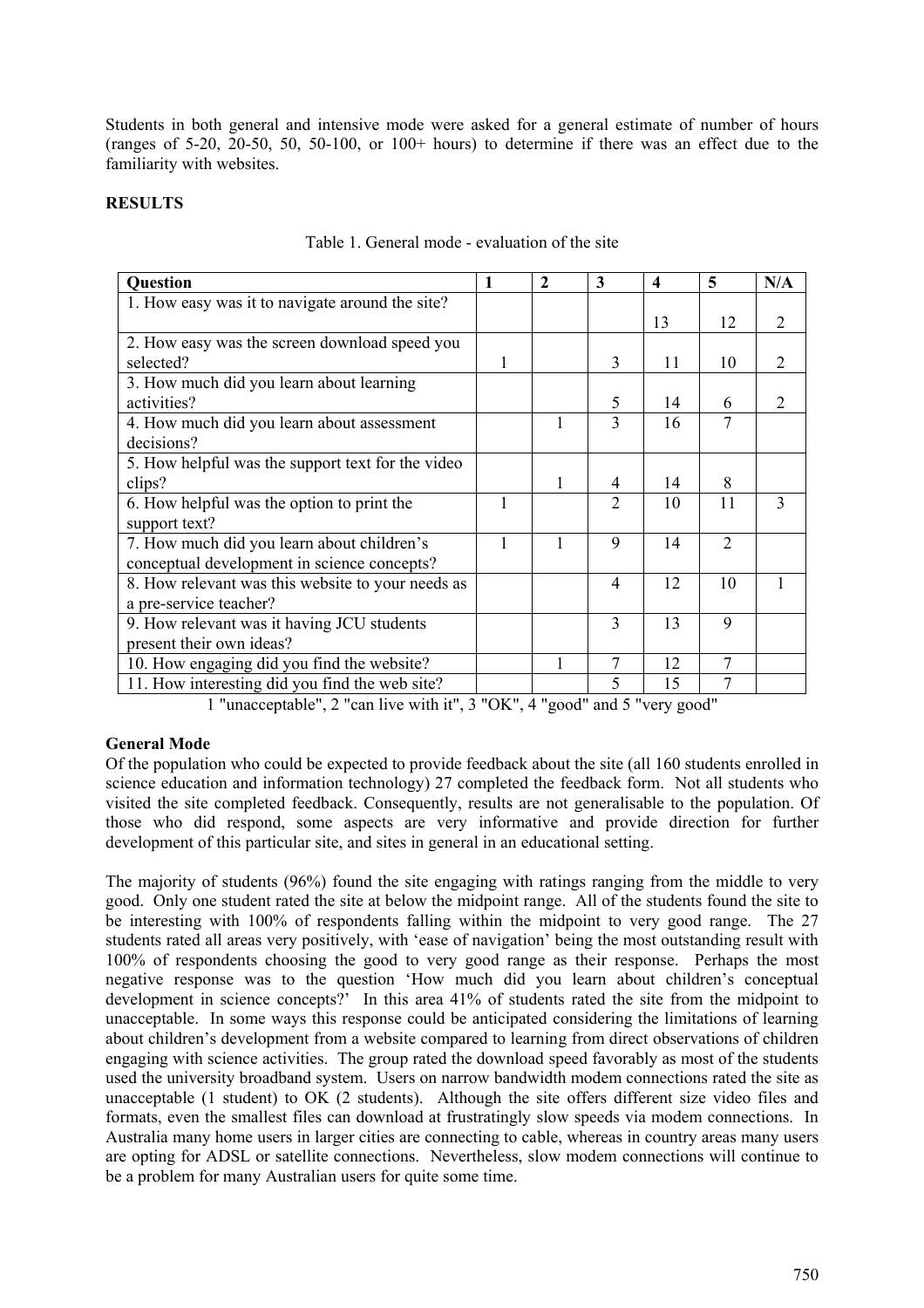Students in both general and intensive mode were asked for a general estimate of number of hours (ranges of 5-20, 20-50, 50, 50-100, or 100+ hours) to determine if there was an effect due to the familiarity with websites.

**RESULTS**

Table 1. General mode - evaluation of the site

| Question | 1 | 2 | 3 | 4 | 5 | N/A |
|---|---|---|---|---|---|---|
| 1. How easy was it to navigate around the site? | | | | 13 | 12 | 2 |
| 2. How easy was the screen download speed you selected? | 1 | | 3 | 11 | 10 | 2 |
| 3. How much did you learn about learning activities? | | | 5 | 14 | 6 | 2 |
| 4. How much did you learn about assessment decisions? | | 1 | 3 | 16 | 7 | |
| 5. How helpful was the support text for the video clips? | | 1 | 4 | 14 | 8 | |
| 6. How helpful was the option to print the support text? | 1 | | 2 | 10 | 11 | 3 |
| 7. How much did you learn about children's conceptual development in science concepts? | 1 | 1 | 9 | 14 | 2 | |
| 8. How relevant was this website to your needs as a pre-service teacher? | | | 4 | 12 | 10 | 1 |
| 9. How relevant was it having JCU students present their own ideas? | | | 3 | 13 | 9 | |
| 10. How engaging did you find the website? | | 1 | 7 | 12 | 7 | |
| 11. How interesting did you find the web site? | | | 5 | 15 | 7 | |

1 "unacceptable", 2 "can live with it", 3 "OK", 4 "good" and 5 "very good"

**General Mode**

Of the population who could be expected to provide feedback about the site (all 160 students enrolled in science education and information technology) 27 completed the feedback form. Not all students who visited the site completed feedback. Consequently, results are not generalisable to the population. Of those who did respond, some aspects are very informative and provide direction for further development of this particular site, and sites in general in an educational setting.

The majority of students (96%) found the site engaging with ratings ranging from the middle to very good. Only one student rated the site at below the midpoint range. All of the students found the site to be interesting with 100% of respondents falling within the midpoint to very good range. The 27 students rated all areas very positively, with 'ease of navigation' being the most outstanding result with 100% of respondents choosing the good to very good range as their response. Perhaps the most negative response was to the question 'How much did you learn about children's conceptual development in science concepts?' In this area 41% of students rated the site from the midpoint to unacceptable. In some ways this response could be anticipated considering the limitations of learning about children's development from a website compared to learning from direct observations of children engaging with science activities. The group rated the download speed favorably as most of the students used the university broadband system. Users on narrow bandwidth modem connections rated the site as unacceptable (1 student) to OK (2 students). Although the site offers different size video files and formats, even the smallest files can download at frustratingly slow speeds via modem connections. In Australia many home users in larger cities are connecting to cable, whereas in country areas many users are opting for ADSL or satellite connections. Nevertheless, slow modem connections will continue to be a problem for many Australian users for quite some time.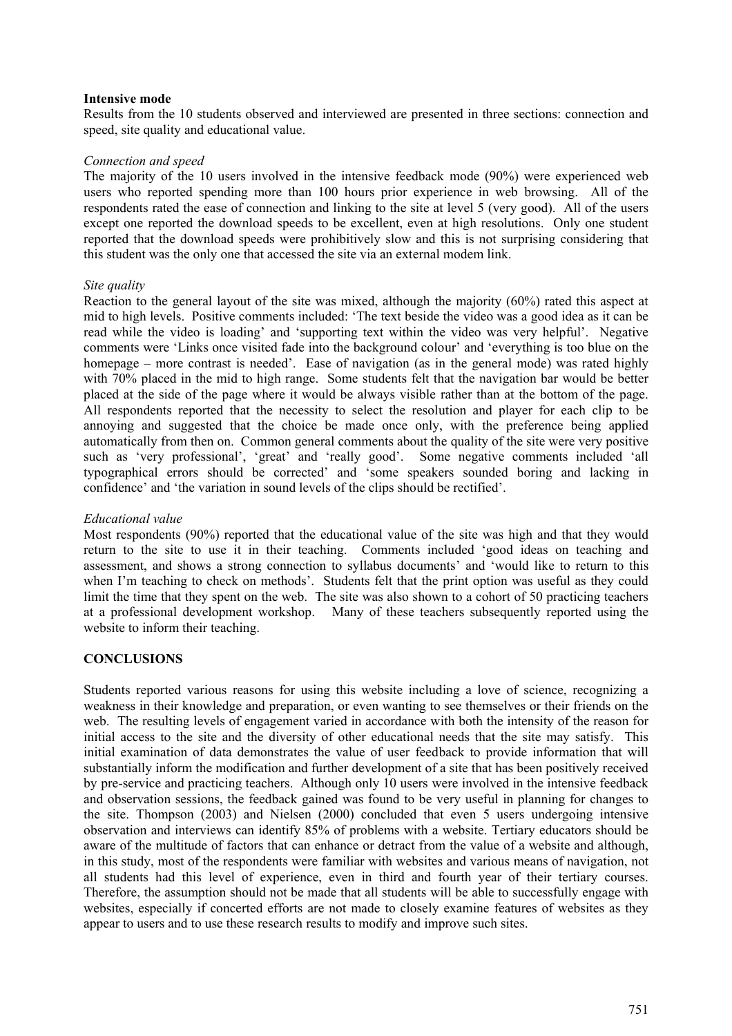**Intensive mode**

Results from the 10 students observed and interviewed are presented in three sections: connection and speed, site quality and educational value.

*Connection and speed*

The majority of the 10 users involved in the intensive feedback mode (90%) were experienced web users who reported spending more than 100 hours prior experience in web browsing. All of the respondents rated the ease of connection and linking to the site at level 5 (very good). All of the users except one reported the download speeds to be excellent, even at high resolutions. Only one student reported that the download speeds were prohibitively slow and this is not surprising considering that this student was the only one that accessed the site via an external modem link.

*Site quality*

Reaction to the general layout of the site was mixed, although the majority (60%) rated this aspect at mid to high levels. Positive comments included: 'The text beside the video was a good idea as it can be read while the video is loading' and 'supporting text within the video was very helpful'. Negative comments were 'Links once visited fade into the background colour' and 'everything is too blue on the homepage – more contrast is needed'. Ease of navigation (as in the general mode) was rated highly with 70% placed in the mid to high range. Some students felt that the navigation bar would be better placed at the side of the page where it would be always visible rather than at the bottom of the page. All respondents reported that the necessity to select the resolution and player for each clip to be annoying and suggested that the choice be made once only, with the preference being applied automatically from then on. Common general comments about the quality of the site were very positive such as 'very professional', 'great' and 'really good'. Some negative comments included 'all typographical errors should be corrected' and 'some speakers sounded boring and lacking in confidence' and 'the variation in sound levels of the clips should be rectified'.

*Educational value*

Most respondents (90%) reported that the educational value of the site was high and that they would return to the site to use it in their teaching. Comments included 'good ideas on teaching and assessment, and shows a strong connection to syllabus documents' and 'would like to return to this when I'm teaching to check on methods'. Students felt that the print option was useful as they could limit the time that they spent on the web. The site was also shown to a cohort of 50 practicing teachers at a professional development workshop. Many of these teachers subsequently reported using the website to inform their teaching.

## CONCLUSIONS

Students reported various reasons for using this website including a love of science, recognizing a weakness in their knowledge and preparation, or even wanting to see themselves or their friends on the web. The resulting levels of engagement varied in accordance with both the intensity of the reason for initial access to the site and the diversity of other educational needs that the site may satisfy. This initial examination of data demonstrates the value of user feedback to provide information that will substantially inform the modification and further development of a site that has been positively received by pre-service and practicing teachers. Although only 10 users were involved in the intensive feedback and observation sessions, the feedback gained was found to be very useful in planning for changes to the site. Thompson (2003) and Nielsen (2000) concluded that even 5 users undergoing intensive observation and interviews can identify 85% of problems with a website. Tertiary educators should be aware of the multitude of factors that can enhance or detract from the value of a website and although, in this study, most of the respondents were familiar with websites and various means of navigation, not all students had this level of experience, even in third and fourth year of their tertiary courses. Therefore, the assumption should not be made that all students will be able to successfully engage with websites, especially if concerted efforts are not made to closely examine features of websites as they appear to users and to use these research results to modify and improve such sites.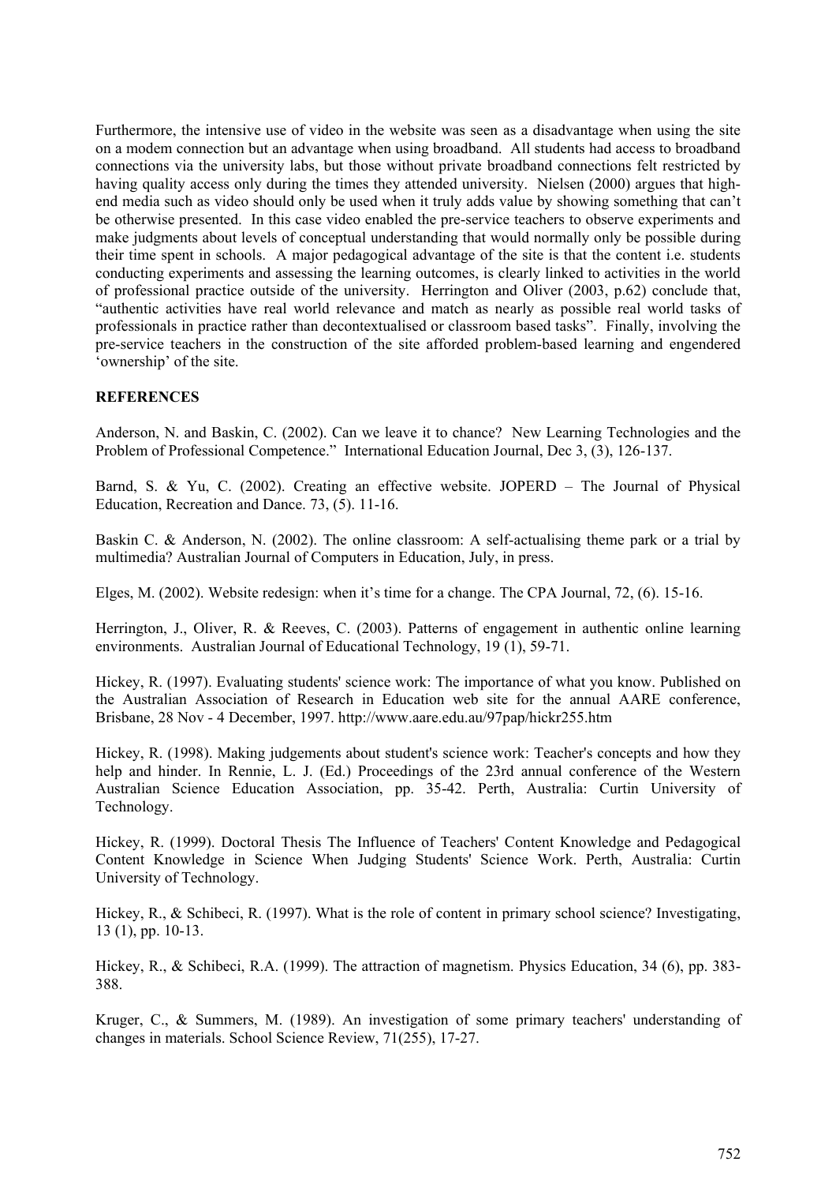Furthermore, the intensive use of video in the website was seen as a disadvantage when using the site on a modem connection but an advantage when using broadband. All students had access to broadband connections via the university labs, but those without private broadband connections felt restricted by having quality access only during the times they attended university. Nielsen (2000) argues that high-end media such as video should only be used when it truly adds value by showing something that can't be otherwise presented. In this case video enabled the pre-service teachers to observe experiments and make judgments about levels of conceptual understanding that would normally only be possible during their time spent in schools. A major pedagogical advantage of the site is that the content i.e. students conducting experiments and assessing the learning outcomes, is clearly linked to activities in the world of professional practice outside of the university. Herrington and Oliver (2003, p.62) conclude that, "authentic activities have real world relevance and match as nearly as possible real world tasks of professionals in practice rather than decontextualised or classroom based tasks". Finally, involving the pre-service teachers in the construction of the site afforded problem-based learning and engendered 'ownership' of the site.

**REFERENCES**

Anderson, N. and Baskin, C. (2002). Can we leave it to chance? New Learning Technologies and the Problem of Professional Competence." International Education Journal, Dec 3, (3), 126-137.

Barnd, S. & Yu, C. (2002). Creating an effective website. JOPERD – The Journal of Physical Education, Recreation and Dance. 73, (5). 11-16.

Baskin C. & Anderson, N. (2002). The online classroom: A self-actualising theme park or a trial by multimedia? Australian Journal of Computers in Education, July, in press.

Elges, M. (2002). Website redesign: when it's time for a change. The CPA Journal, 72, (6). 15-16.

Herrington, J., Oliver, R. & Reeves, C. (2003). Patterns of engagement in authentic online learning environments. Australian Journal of Educational Technology, 19 (1), 59-71.

Hickey, R. (1997). Evaluating students' science work: The importance of what you know. Published on the Australian Association of Research in Education web site for the annual AARE conference, Brisbane, 28 Nov - 4 December, 1997. http://www.aare.edu.au/97pap/hickr255.htm

Hickey, R. (1998). Making judgements about student's science work: Teacher's concepts and how they help and hinder. In Rennie, L. J. (Ed.) Proceedings of the 23rd annual conference of the Western Australian Science Education Association, pp. 35-42. Perth, Australia: Curtin University of Technology.

Hickey, R. (1999). Doctoral Thesis The Influence of Teachers' Content Knowledge and Pedagogical Content Knowledge in Science When Judging Students' Science Work. Perth, Australia: Curtin University of Technology.

Hickey, R., & Schibeci, R. (1997). What is the role of content in primary school science? Investigating, 13 (1), pp. 10-13.

Hickey, R., & Schibeci, R.A. (1999). The attraction of magnetism. Physics Education, 34 (6), pp. 383-388.

Kruger, C., & Summers, M. (1989). An investigation of some primary teachers' understanding of changes in materials. School Science Review, 71(255), 17-27.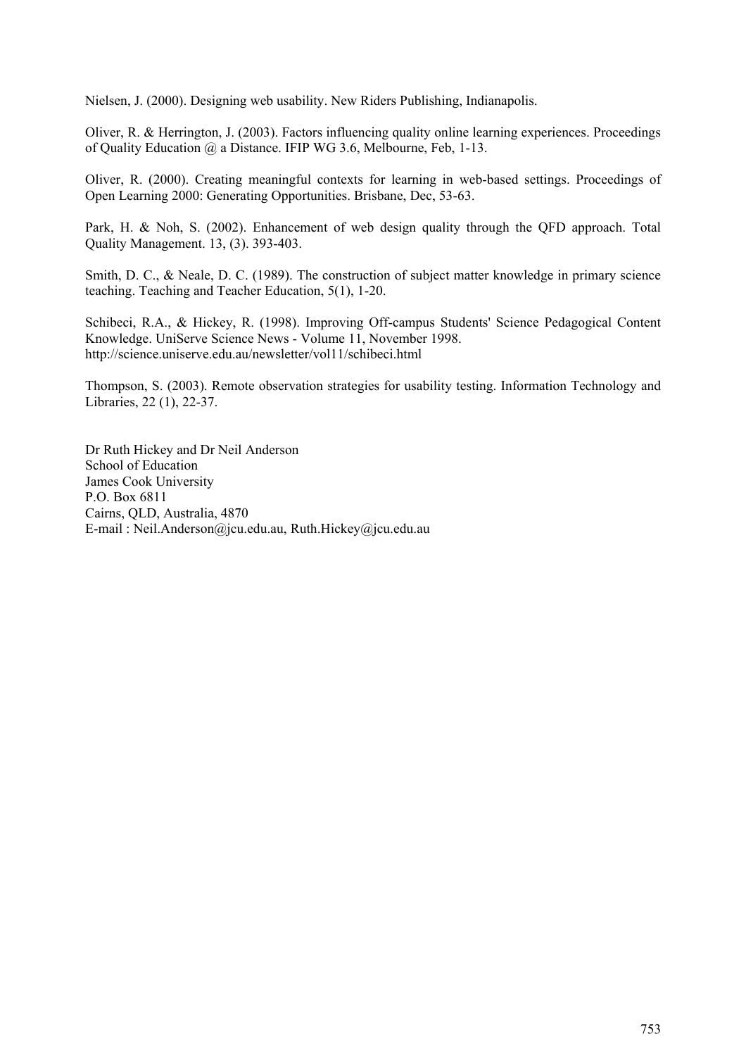Nielsen, J. (2000). Designing web usability. New Riders Publishing, Indianapolis.

Oliver, R. & Herrington, J. (2003). Factors influencing quality online learning experiences. Proceedings of Quality Education @ a Distance. IFIP WG 3.6, Melbourne, Feb, 1-13.

Oliver, R. (2000). Creating meaningful contexts for learning in web-based settings. Proceedings of Open Learning 2000: Generating Opportunities. Brisbane, Dec, 53-63.

Park, H. & Noh, S. (2002). Enhancement of web design quality through the QFD approach. Total Quality Management. 13, (3). 393-403.

Smith, D. C., & Neale, D. C. (1989). The construction of subject matter knowledge in primary science teaching. Teaching and Teacher Education, 5(1), 1-20.

Schibeci, R.A., & Hickey, R. (1998). Improving Off-campus Students' Science Pedagogical Content Knowledge. UniServe Science News - Volume 11, November 1998.
http://science.uniserve.edu.au/newsletter/vol11/schibeci.html

Thompson, S. (2003). Remote observation strategies for usability testing. Information Technology and Libraries, 22 (1), 22-37.

Dr Ruth Hickey and Dr Neil Anderson
School of Education
James Cook University
P.O. Box 6811
Cairns, QLD, Australia, 4870
E-mail : Neil.Anderson@jcu.edu.au, Ruth.Hickey@jcu.edu.au